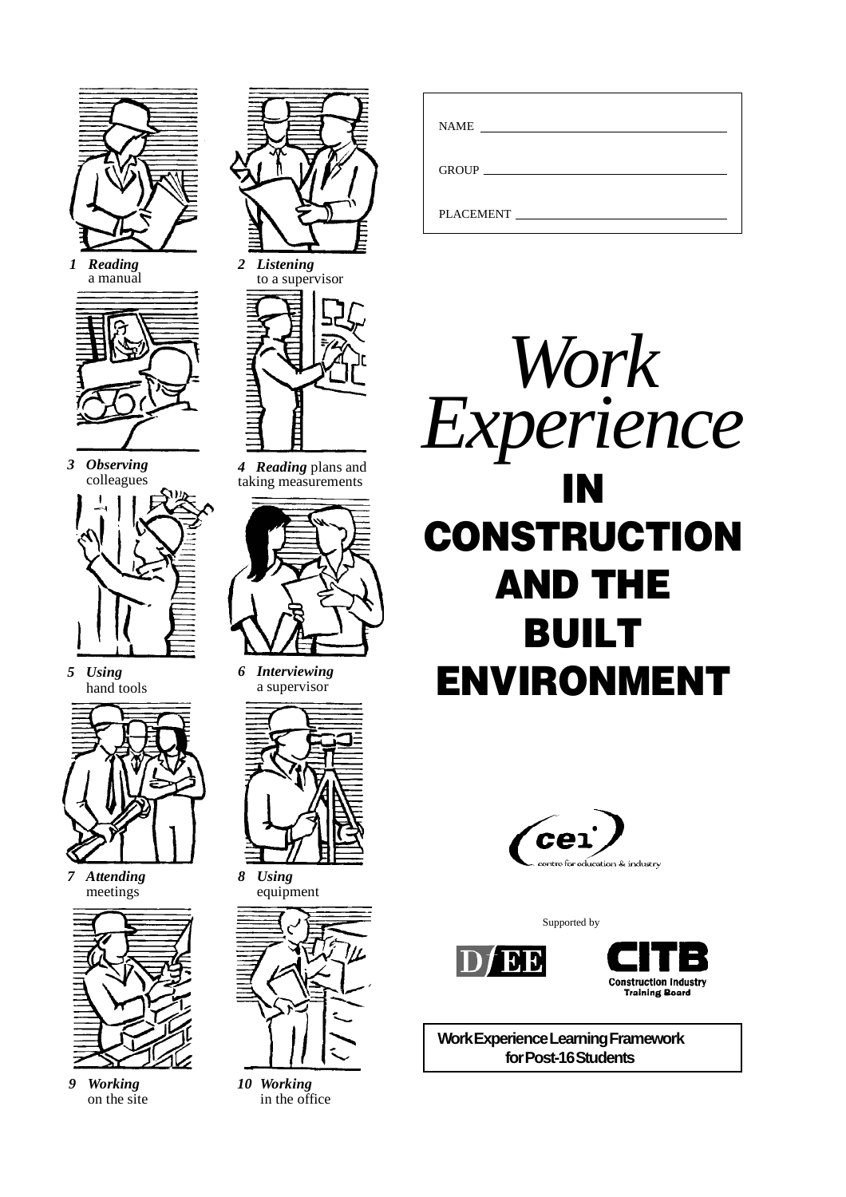NAME

GROUP

PLACEMENT

# *Work Experience* IN CONSTRUCTION AND THE BUILT ENVIRONMENT

1 ***Reading*** a manual

2 ***Listening*** to a supervisor

3 ***Observing*** colleagues

4 ***Reading*** plans and taking measurements

5 ***Using*** hand tools

6 ***Interviewing*** a supervisor

7 ***Attending*** meetings

8 ***Using*** equipment

9 ***Working*** on the site

10 ***Working*** in the office

cei centre for education & industry

Supported by

DfEE

CITB Construction Industry Training Board

**Work Experience Learning Framework for Post-16 Students**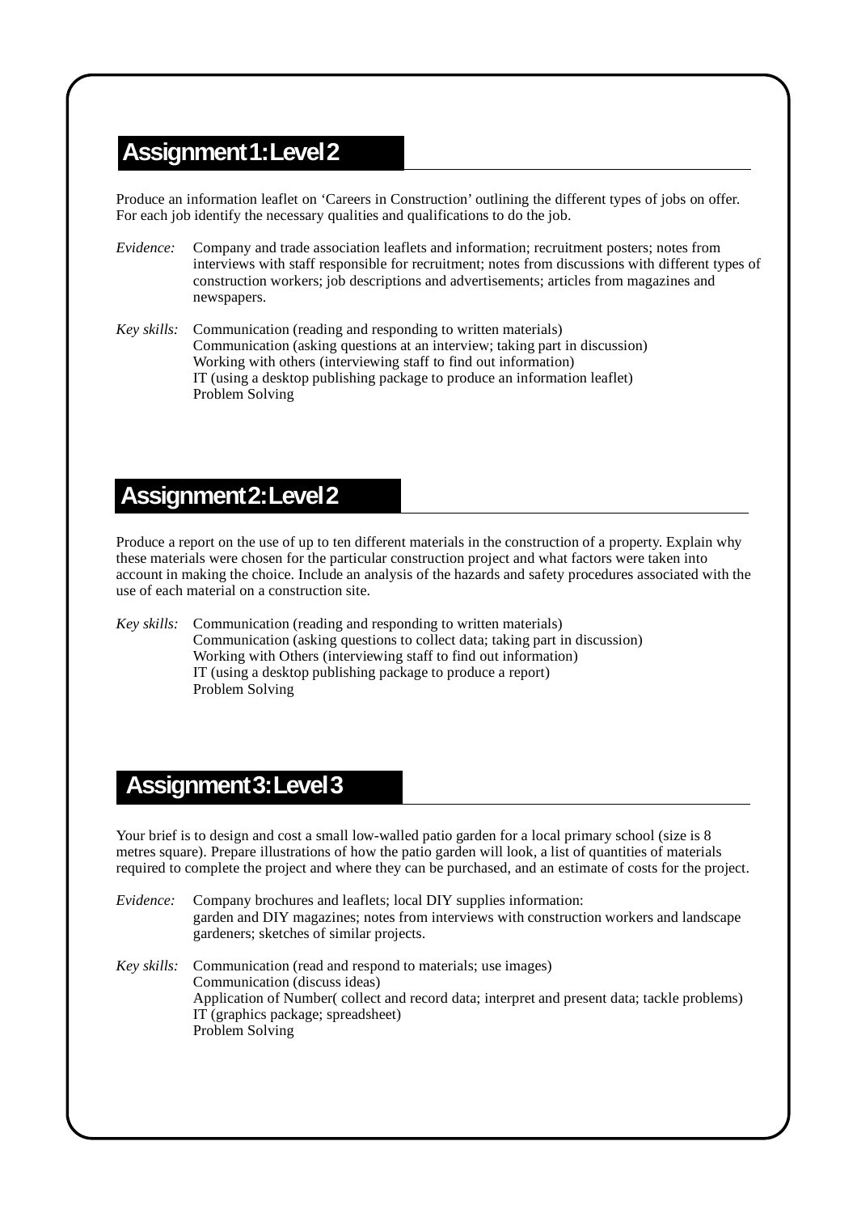## Assignment 1: Level 2

Produce an information leaflet on 'Careers in Construction' outlining the different types of jobs on offer. For each job identify the necessary qualities and qualifications to do the job.

*Evidence:* Company and trade association leaflets and information; recruitment posters; notes from interviews with staff responsible for recruitment; notes from discussions with different types of construction workers; job descriptions and advertisements; articles from magazines and newspapers.

*Key skills:* Communication (reading and responding to written materials)
Communication (asking questions at an interview; taking part in discussion)
Working with others (interviewing staff to find out information)
IT (using a desktop publishing package to produce an information leaflet)
Problem Solving

## Assignment 2: Level 2

Produce a report on the use of up to ten different materials in the construction of a property. Explain why these materials were chosen for the particular construction project and what factors were taken into account in making the choice. Include an analysis of the hazards and safety procedures associated with the use of each material on a construction site.

*Key skills:* Communication (reading and responding to written materials)
Communication (asking questions to collect data; taking part in discussion)
Working with Others (interviewing staff to find out information)
IT (using a desktop publishing package to produce a report)
Problem Solving

## Assignment 3: Level 3

Your brief is to design and cost a small low-walled patio garden for a local primary school (size is 8 metres square). Prepare illustrations of how the patio garden will look, a list of quantities of materials required to complete the project and where they can be purchased, and an estimate of costs for the project.

*Evidence:* Company brochures and leaflets; local DIY supplies information:
garden and DIY magazines; notes from interviews with construction workers and landscape gardeners; sketches of similar projects.

*Key skills:* Communication (read and respond to materials; use images)
Communication (discuss ideas)
Application of Number( collect and record data; interpret and present data; tackle problems)
IT (graphics package; spreadsheet)
Problem Solving